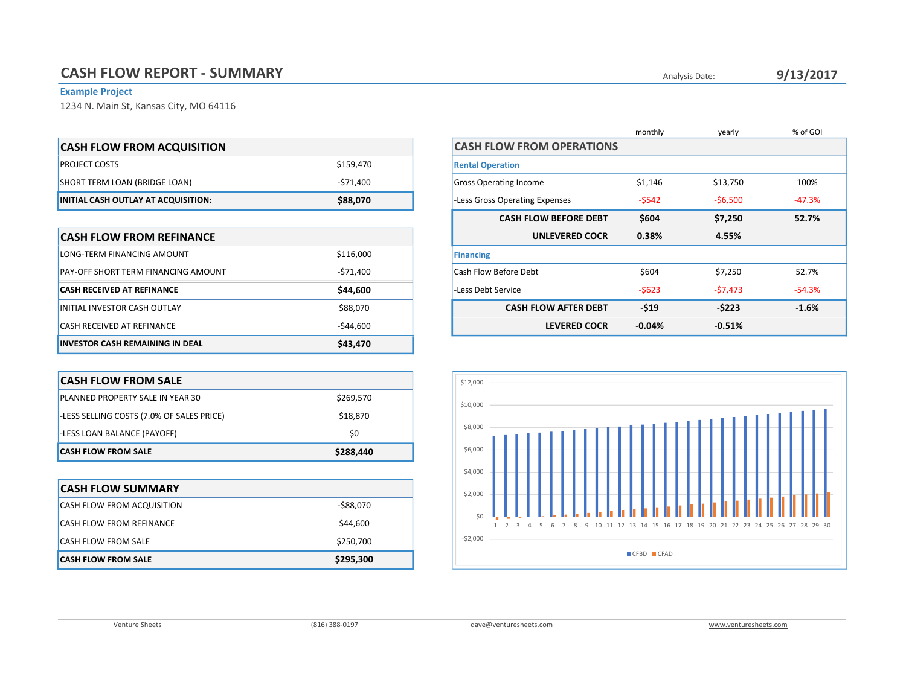# CASH FLOW REPORT - SUMMARY

Analysis Date: **9/13/2017**

**Example Project**

1234 N. Main St, Kansas City, MO 64116

| CASH FLOW FROM ACQUISITION | |
|---|---|
| PROJECT COSTS | $159,470 |
| SHORT TERM LOAN (BRIDGE LOAN) | -$71,400 |
| **INITIAL CASH OUTLAY AT ACQUISITION:** | **$88,070** |

| CASH FLOW FROM REFINANCE | |
|---|---|
| LONG-TERM FINANCING AMOUNT | $116,000 |
| PAY-OFF SHORT TERM FINANCING AMOUNT | -$71,400 |
| **CASH RECEIVED AT REFINANCE** | **$44,600** |
| INITIAL INVESTOR CASH OUTLAY | $88,070 |
| CASH RECEIVED AT REFINANCE | -$44,600 |
| **INVESTOR CASH REMAINING IN DEAL** | **$43,470** |

| CASH FLOW FROM SALE | |
|---|---|
| PLANNED PROPERTY SALE IN YEAR 30 | $269,570 |
| -LESS SELLING COSTS (7.0% OF SALES PRICE) | $18,870 |
| -LESS LOAN BALANCE (PAYOFF) | $0 |
| **CASH FLOW FROM SALE** | **$288,440** |

| CASH FLOW SUMMARY | |
|---|---|
| CASH FLOW FROM ACQUISITION | -$88,070 |
| CASH FLOW FROM REFINANCE | $44,600 |
| CASH FLOW FROM SALE | $250,700 |
| **CASH FLOW FROM SALE** | **$295,300** |

| CASH FLOW FROM OPERATIONS | monthly | yearly | % of GOI |
|---|---|---|---|
| **Rental Operation** | | | |
| Gross Operating Income | $1,146 | $13,750 | 100% |
| -Less Gross Operating Expenses | -$542 | -$6,500 | -47.3% |
| **CASH FLOW BEFORE DEBT** | **$604** | **$7,250** | **52.7%** |
| **UNLEVERED COCR** | **0.38%** | **4.55%** | |
| **Financing** | | | |
| Cash Flow Before Debt | $604 | $7,250 | 52.7% |
| -Less Debt Service | -$623 | -$7,473 | -54.3% |
| **CASH FLOW AFTER DEBT** | **-$19** | **-$223** | **-1.6%** |
| **LEVERED COCR** | **-0.04%** | **-0.51%** | |

Venture Sheets | (816) 388-0197 | dave@venturesheets.com | www.venturesheets.com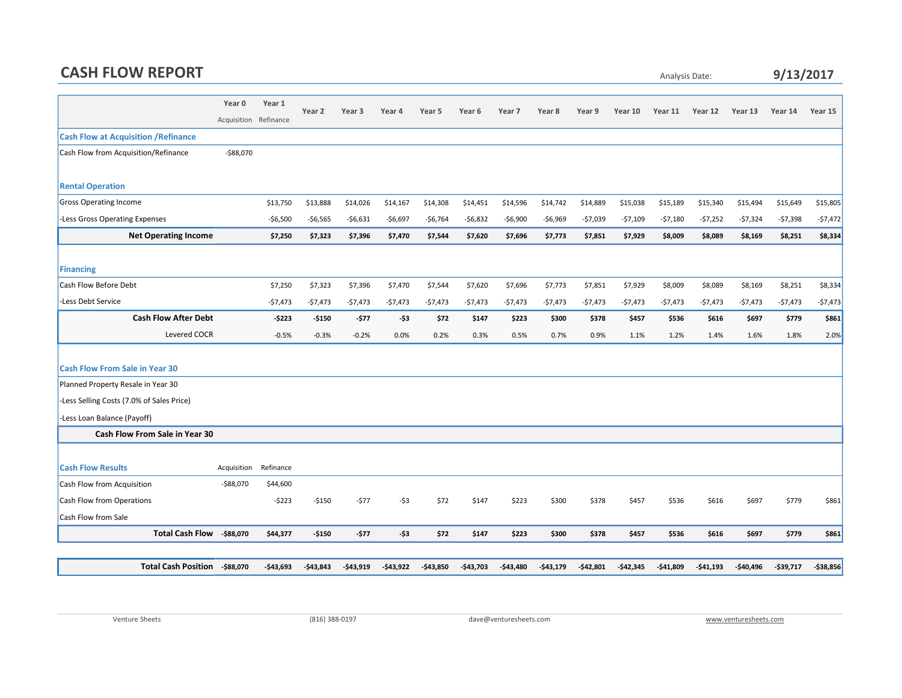# CASH FLOW REPORT

Analysis Date: **9/13/2017**

| | Year 0 Acquisition | Year 1 Refinance | Year 2 | Year 3 | Year 4 | Year 5 | Year 6 | Year 7 | Year 8 | Year 9 | Year 10 | Year 11 | Year 12 | Year 13 | Year 14 | Year 15 |
|---|---|---|---|---|---|---|---|---|---|---|---|---|---|---|---|---|
| **Cash Flow at Acquisition /Refinance** | | | | | | | | | | | | | | | | |
| Cash Flow from Acquisition/Refinance | -$88,070 | | | | | | | | | | | | | | | |
| **Rental Operation** | | | | | | | | | | | | | | | | |
| Gross Operating Income | | $13,750 | $13,888 | $14,026 | $14,167 | $14,308 | $14,451 | $14,596 | $14,742 | $14,889 | $15,038 | $15,189 | $15,340 | $15,494 | $15,649 | $15,805 |
| -Less Gross Operating Expenses | | -$6,500 | -$6,565 | -$6,631 | -$6,697 | -$6,764 | -$6,832 | -$6,900 | -$6,969 | -$7,039 | -$7,109 | -$7,180 | -$7,252 | -$7,324 | -$7,398 | -$7,472 |
| **Net Operating Income** | | **$7,250** | **$7,323** | **$7,396** | **$7,470** | **$7,544** | **$7,620** | **$7,696** | **$7,773** | **$7,851** | **$7,929** | **$8,009** | **$8,089** | **$8,169** | **$8,251** | **$8,334** |
| **Financing** | | | | | | | | | | | | | | | | |
| Cash Flow Before Debt | | $7,250 | $7,323 | $7,396 | $7,470 | $7,544 | $7,620 | $7,696 | $7,773 | $7,851 | $7,929 | $8,009 | $8,089 | $8,169 | $8,251 | $8,334 |
| -Less Debt Service | | -$7,473 | -$7,473 | -$7,473 | -$7,473 | -$7,473 | -$7,473 | -$7,473 | -$7,473 | -$7,473 | -$7,473 | -$7,473 | -$7,473 | -$7,473 | -$7,473 | -$7,473 |
| **Cash Flow After Debt** | | **-$223** | **-$150** | **-$77** | **-$3** | **$72** | **$147** | **$223** | **$300** | **$378** | **$457** | **$536** | **$616** | **$697** | **$779** | **$861** |
| Levered COCR | | -0.5% | -0.3% | -0.2% | 0.0% | 0.2% | 0.3% | 0.5% | 0.7% | 0.9% | 1.1% | 1.2% | 1.4% | 1.6% | 1.8% | 2.0% |
| **Cash Flow From Sale in Year 30** | | | | | | | | | | | | | | | | |
| Planned Property Resale in Year 30 | | | | | | | | | | | | | | | | |
| -Less Selling Costs (7.0% of Sales Price) | | | | | | | | | | | | | | | | |
| -Less Loan Balance (Payoff) | | | | | | | | | | | | | | | | |
| **Cash Flow From Sale in Year 30** | | | | | | | | | | | | | | | | |
| **Cash Flow Results** | Acquisition | Refinance | | | | | | | | | | | | | | |
| Cash Flow from Acquisition | -$88,070 | $44,600 | | | | | | | | | | | | | | |
| Cash Flow from Operations | | -$223 | -$150 | -$77 | -$3 | $72 | $147 | $223 | $300 | $378 | $457 | $536 | $616 | $697 | $779 | $861 |
| Cash Flow from Sale | | | | | | | | | | | | | | | | |
| **Total Cash Flow** | **-$88,070** | **$44,377** | **-$150** | **-$77** | **-$3** | **$72** | **$147** | **$223** | **$300** | **$378** | **$457** | **$536** | **$616** | **$697** | **$779** | **$861** |
| **Total Cash Position** | **-$88,070** | **-$43,693** | **-$43,843** | **-$43,919** | **-$43,922** | **-$43,850** | **-$43,703** | **-$43,480** | **-$43,179** | **-$42,801** | **-$42,345** | **-$41,809** | **-$41,193** | **-$40,496** | **-$39,717** | **-$38,856** |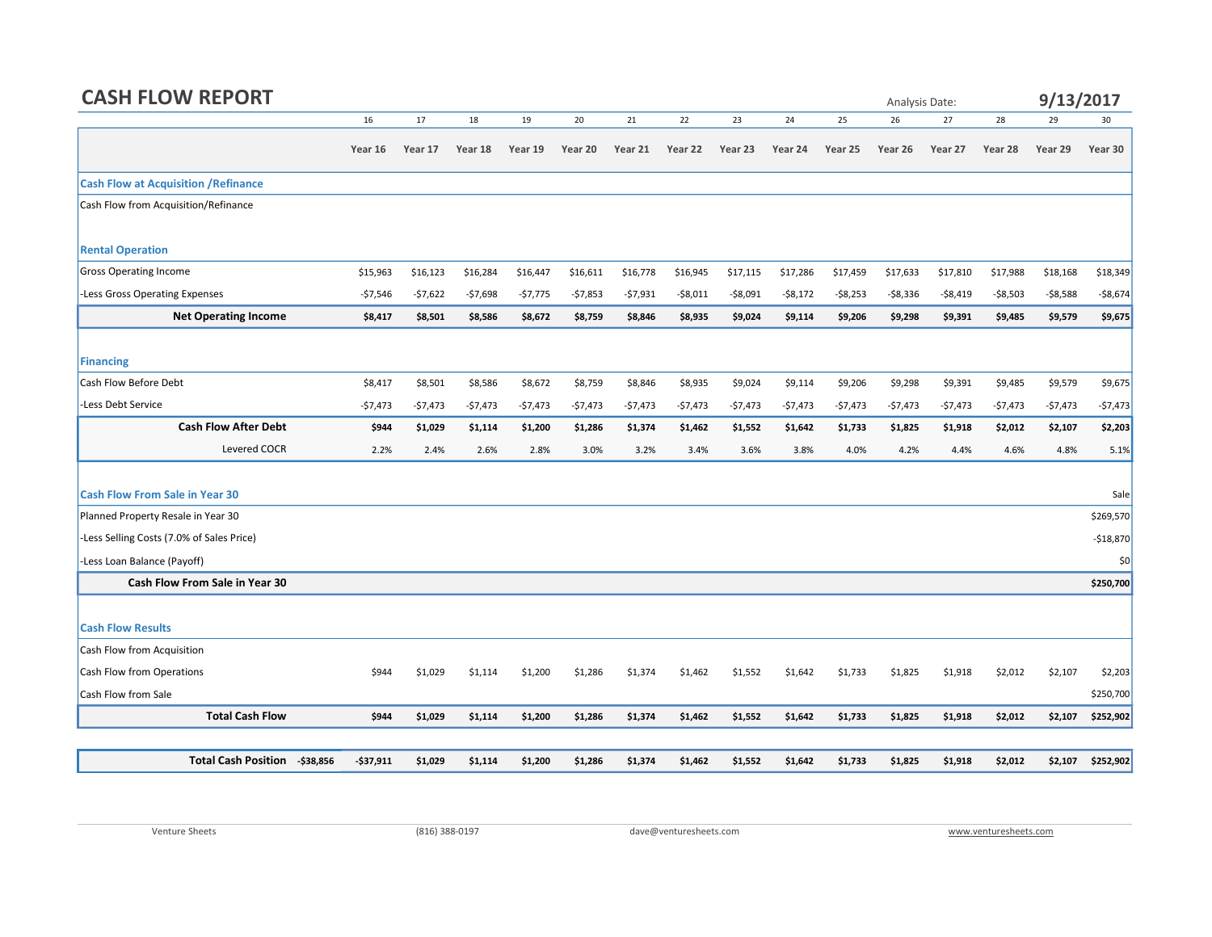# CASH FLOW REPORT

Analysis Date: **9/13/2017**

| | | 16 | 17 | 18 | 19 | 20 | 21 | 22 | 23 | 24 | 25 | 26 | 27 | 28 | 29 | 30 |
|---|---|---|---|---|---|---|---|---|---|---|---|---|---|---|---|---|
| | | **Year 16** | **Year 17** | **Year 18** | **Year 19** | **Year 20** | **Year 21** | **Year 22** | **Year 23** | **Year 24** | **Year 25** | **Year 26** | **Year 27** | **Year 28** | **Year 29** | **Year 30** |
| **Cash Flow at Acquisition /Refinance** | | | | | | | | | | | | | | | | |
| Cash Flow from Acquisition/Refinance | | | | | | | | | | | | | | | | |
| **Rental Operation** | | | | | | | | | | | | | | | | |
| Gross Operating Income | | $15,963 | $16,123 | $16,284 | $16,447 | $16,611 | $16,778 | $16,945 | $17,115 | $17,286 | $17,459 | $17,633 | $17,810 | $17,988 | $18,168 | $18,349 |
| -Less Gross Operating Expenses | | -$7,546 | -$7,622 | -$7,698 | -$7,775 | -$7,853 | -$7,931 | -$8,011 | -$8,091 | -$8,172 | -$8,253 | -$8,336 | -$8,419 | -$8,503 | -$8,588 | -$8,674 |
| **Net Operating Income** | | **$8,417** | **$8,501** | **$8,586** | **$8,672** | **$8,759** | **$8,846** | **$8,935** | **$9,024** | **$9,114** | **$9,206** | **$9,298** | **$9,391** | **$9,485** | **$9,579** | **$9,675** |
| **Financing** | | | | | | | | | | | | | | | | |
| Cash Flow Before Debt | | $8,417 | $8,501 | $8,586 | $8,672 | $8,759 | $8,846 | $8,935 | $9,024 | $9,114 | $9,206 | $9,298 | $9,391 | $9,485 | $9,579 | $9,675 |
| -Less Debt Service | | -$7,473 | -$7,473 | -$7,473 | -$7,473 | -$7,473 | -$7,473 | -$7,473 | -$7,473 | -$7,473 | -$7,473 | -$7,473 | -$7,473 | -$7,473 | -$7,473 | -$7,473 |
| **Cash Flow After Debt** | | **$944** | **$1,029** | **$1,114** | **$1,200** | **$1,286** | **$1,374** | **$1,462** | **$1,552** | **$1,642** | **$1,733** | **$1,825** | **$1,918** | **$2,012** | **$2,107** | **$2,203** |
| Levered COCR | | 2.2% | 2.4% | 2.6% | 2.8% | 3.0% | 3.2% | 3.4% | 3.6% | 3.8% | 4.0% | 4.2% | 4.4% | 4.6% | 4.8% | 5.1% |
| **Cash Flow From Sale in Year 30** | | | | | | | | | | | | | | | | Sale |
| Planned Property Resale in Year 30 | | | | | | | | | | | | | | | | $269,570 |
| -Less Selling Costs (7.0% of Sales Price) | | | | | | | | | | | | | | | | -$18,870 |
| -Less Loan Balance (Payoff) | | | | | | | | | | | | | | | | $0 |
| **Cash Flow From Sale in Year 30** | | | | | | | | | | | | | | | | **$250,700** |
| **Cash Flow Results** | | | | | | | | | | | | | | | | |
| Cash Flow from Acquisition | | | | | | | | | | | | | | | | |
| Cash Flow from Operations | | $944 | $1,029 | $1,114 | $1,200 | $1,286 | $1,374 | $1,462 | $1,552 | $1,642 | $1,733 | $1,825 | $1,918 | $2,012 | $2,107 | $2,203 |
| Cash Flow from Sale | | | | | | | | | | | | | | | | $250,700 |
| **Total Cash Flow** | | **$944** | **$1,029** | **$1,114** | **$1,200** | **$1,286** | **$1,374** | **$1,462** | **$1,552** | **$1,642** | **$1,733** | **$1,825** | **$1,918** | **$2,012** | **$2,107** | **$252,902** |
| **Total Cash Position** | **-$38,856** | **-$37,911** | **$1,029** | **$1,114** | **$1,200** | **$1,286** | **$1,374** | **$1,462** | **$1,552** | **$1,642** | **$1,733** | **$1,825** | **$1,918** | **$2,012** | **$2,107** | **$252,902** |

Venture Sheets (816) 388-0197 dave@venturesheets.com www.venturesheets.com